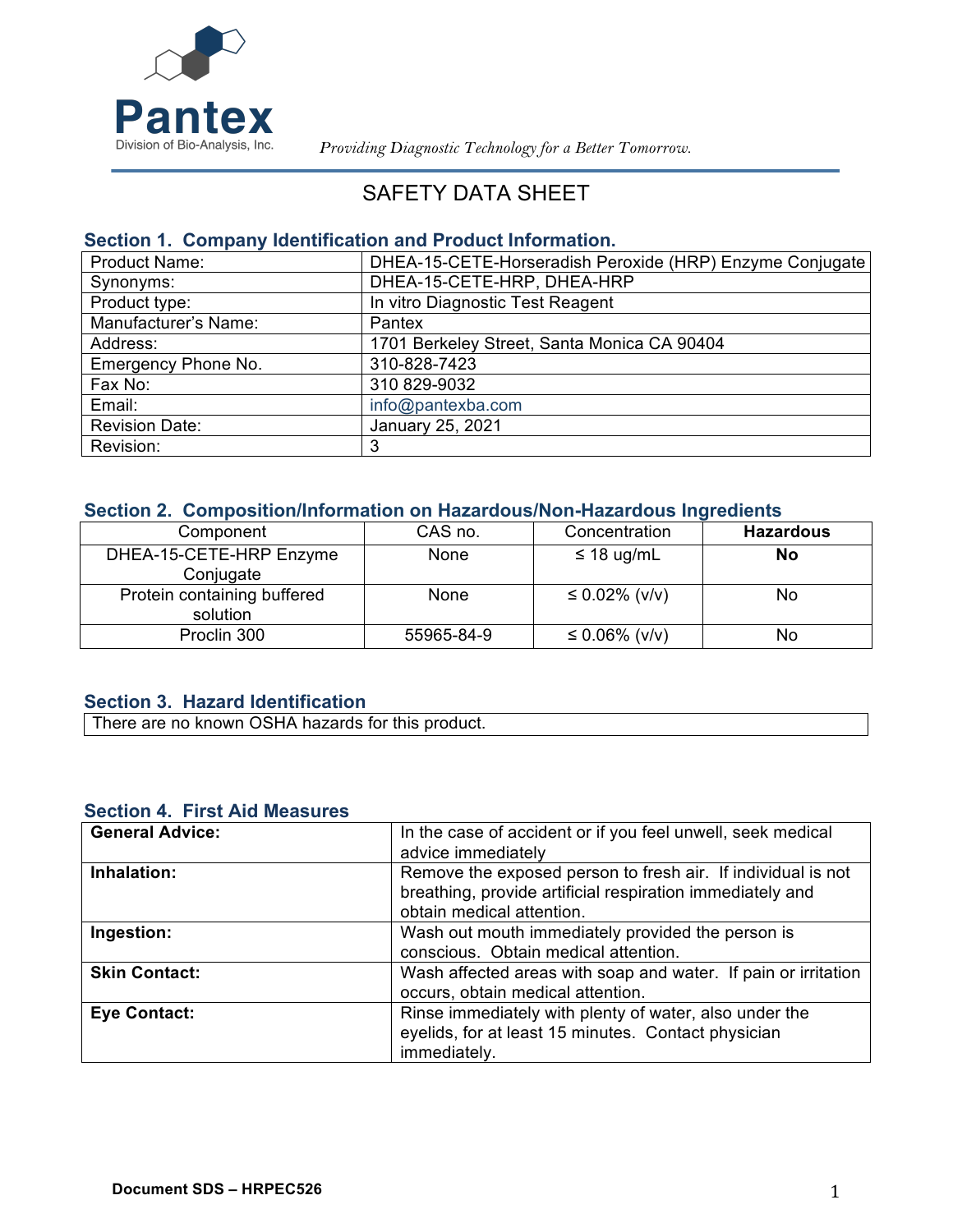**Pantex**
Division of Bio-Analysis, Inc.

*Providing Diagnostic Technology for a Better Tomorrow.*

# SAFETY DATA SHEET

## Section 1. Company Identification and Product Information.

| | |
|---|---|
| Product Name: | DHEA-15-CETE-Horseradish Peroxide (HRP) Enzyme Conjugate |
| Synonyms: | DHEA-15-CETE-HRP, DHEA-HRP |
| Product type: | In vitro Diagnostic Test Reagent |
| Manufacturer's Name: | Pantex |
| Address: | 1701 Berkeley Street, Santa Monica CA 90404 |
| Emergency Phone No. | 310-828-7423 |
| Fax No: | 310 829-9032 |
| Email: | info@pantexba.com |
| Revision Date: | January 25, 2021 |
| Revision: | 3 |

## Section 2. Composition/Information on Hazardous/Non-Hazardous Ingredients

| Component | CAS no. | Concentration | **Hazardous** |
|---|---|---|---|
| DHEA-15-CETE-HRP Enzyme Conjugate | None | ≤ 18 ug/mL | **No** |
| Protein containing buffered solution | None | ≤ 0.02% (v/v) | No |
| Proclin 300 | 55965-84-9 | ≤ 0.06% (v/v) | No |

## Section 3. Hazard Identification

There are no known OSHA hazards for this product.

## Section 4. First Aid Measures

| | |
|---|---|
| **General Advice:** | In the case of accident or if you feel unwell, seek medical advice immediately |
| **Inhalation:** | Remove the exposed person to fresh air. If individual is not breathing, provide artificial respiration immediately and obtain medical attention. |
| **Ingestion:** | Wash out mouth immediately provided the person is conscious. Obtain medical attention. |
| **Skin Contact:** | Wash affected areas with soap and water. If pain or irritation occurs, obtain medical attention. |
| **Eye Contact:** | Rinse immediately with plenty of water, also under the eyelids, for at least 15 minutes. Contact physician immediately. |

**Document SDS – HRPEC526**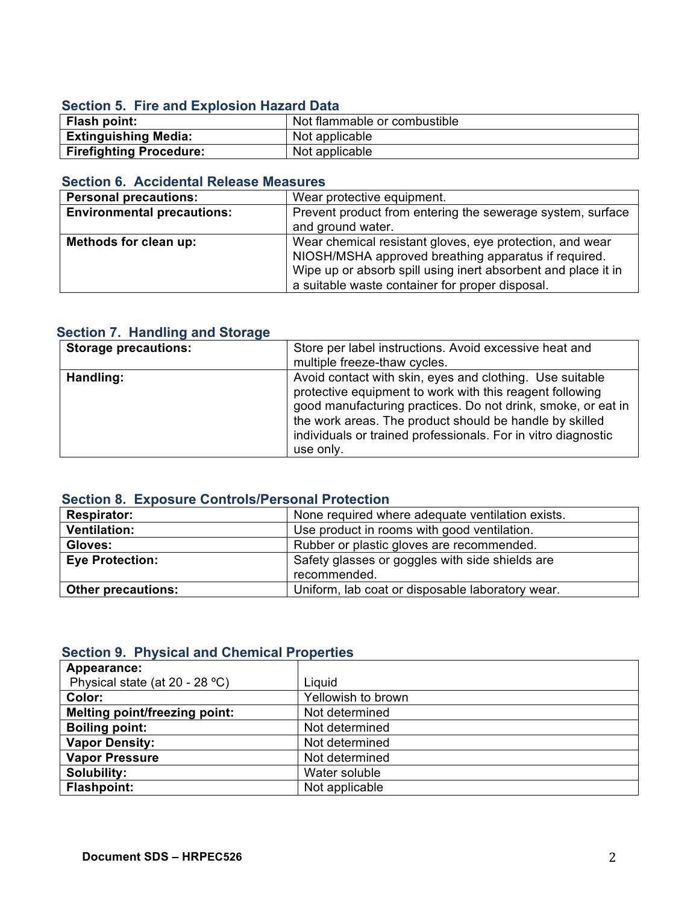## Section 5. Fire and Explosion Hazard Data

| | |
|---|---|
| **Flash point:** | Not flammable or combustible |
| **Extinguishing Media:** | Not applicable |
| **Firefighting Procedure:** | Not applicable |

## Section 6. Accidental Release Measures

| | |
|---|---|
| **Personal precautions:** | Wear protective equipment. |
| **Environmental precautions:** | Prevent product from entering the sewerage system, surface and ground water. |
| **Methods for clean up:** | Wear chemical resistant gloves, eye protection, and wear NIOSH/MSHA approved breathing apparatus if required. Wipe up or absorb spill using inert absorbent and place it in a suitable waste container for proper disposal. |

## Section 7. Handling and Storage

| | |
|---|---|
| **Storage precautions:** | Store per label instructions. Avoid excessive heat and multiple freeze-thaw cycles. |
| **Handling:** | Avoid contact with skin, eyes and clothing. Use suitable protective equipment to work with this reagent following good manufacturing practices. Do not drink, smoke, or eat in the work areas. The product should be handle by skilled individuals or trained professionals. For in vitro diagnostic use only. |

## Section 8. Exposure Controls/Personal Protection

| | |
|---|---|
| **Respirator:** | None required where adequate ventilation exists. |
| **Ventilation:** | Use product in rooms with good ventilation. |
| **Gloves:** | Rubber or plastic gloves are recommended. |
| **Eye Protection:** | Safety glasses or goggles with side shields are recommended. |
| **Other precautions:** | Uniform, lab coat or disposable laboratory wear. |

## Section 9. Physical and Chemical Properties

| | |
|---|---|
| **Appearance:** Physical state (at 20 - 28 ºC) | Liquid |
| **Color:** | Yellowish to brown |
| **Melting point/freezing point:** | Not determined |
| **Boiling point:** | Not determined |
| **Vapor Density:** | Not determined |
| **Vapor Pressure** | Not determined |
| **Solubility:** | Water soluble |
| **Flashpoint:** | Not applicable |

**Document SDS – HRPEC526**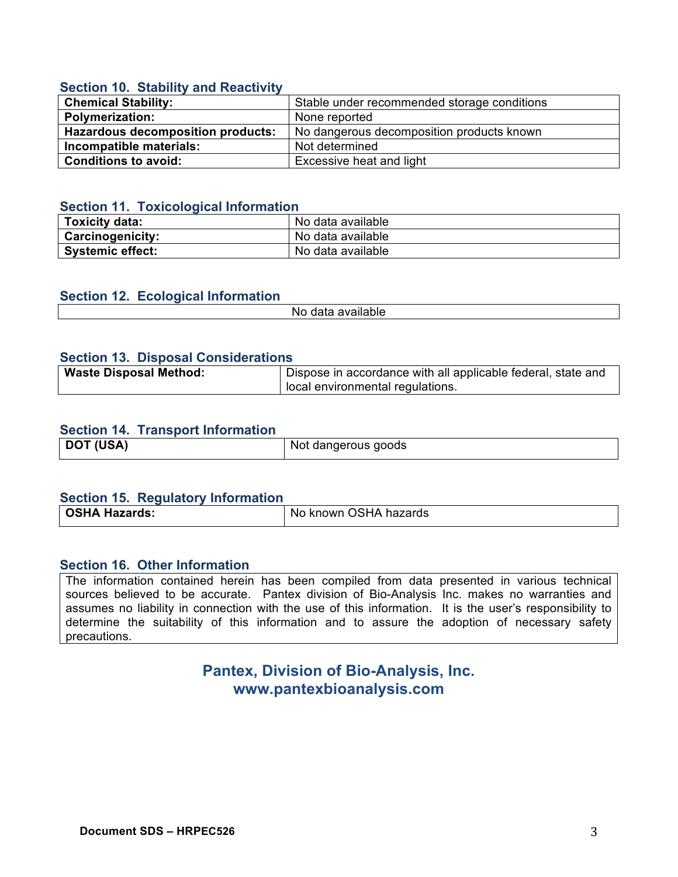## Section 10. Stability and Reactivity

| | |
|---|---|
| **Chemical Stability:** | Stable under recommended storage conditions |
| **Polymerization:** | None reported |
| **Hazardous decomposition products:** | No dangerous decomposition products known |
| **Incompatible materials:** | Not determined |
| **Conditions to avoid:** | Excessive heat and light |

## Section 11. Toxicological Information

| | |
|---|---|
| **Toxicity data:** | No data available |
| **Carcinogenicity:** | No data available |
| **Systemic effect:** | No data available |

## Section 12. Ecological Information

| |
|---|
| No data available |

## Section 13. Disposal Considerations

| | |
|---|---|
| **Waste Disposal Method:** | Dispose in accordance with all applicable federal, state and local environmental regulations. |

## Section 14. Transport Information

| | |
|---|---|
| **DOT (USA)** | Not dangerous goods |

## Section 15. Regulatory Information

| | |
|---|---|
| **OSHA Hazards:** | No known OSHA hazards |

## Section 16. Other Information

The information contained herein has been compiled from data presented in various technical sources believed to be accurate. Pantex division of Bio-Analysis Inc. makes no warranties and assumes no liability in connection with the use of this information. It is the user's responsibility to determine the suitability of this information and to assure the adoption of necessary safety precautions.

**Pantex, Division of Bio-Analysis, Inc.**
**www.pantexbioanalysis.com**

**Document SDS – HRPEC526**